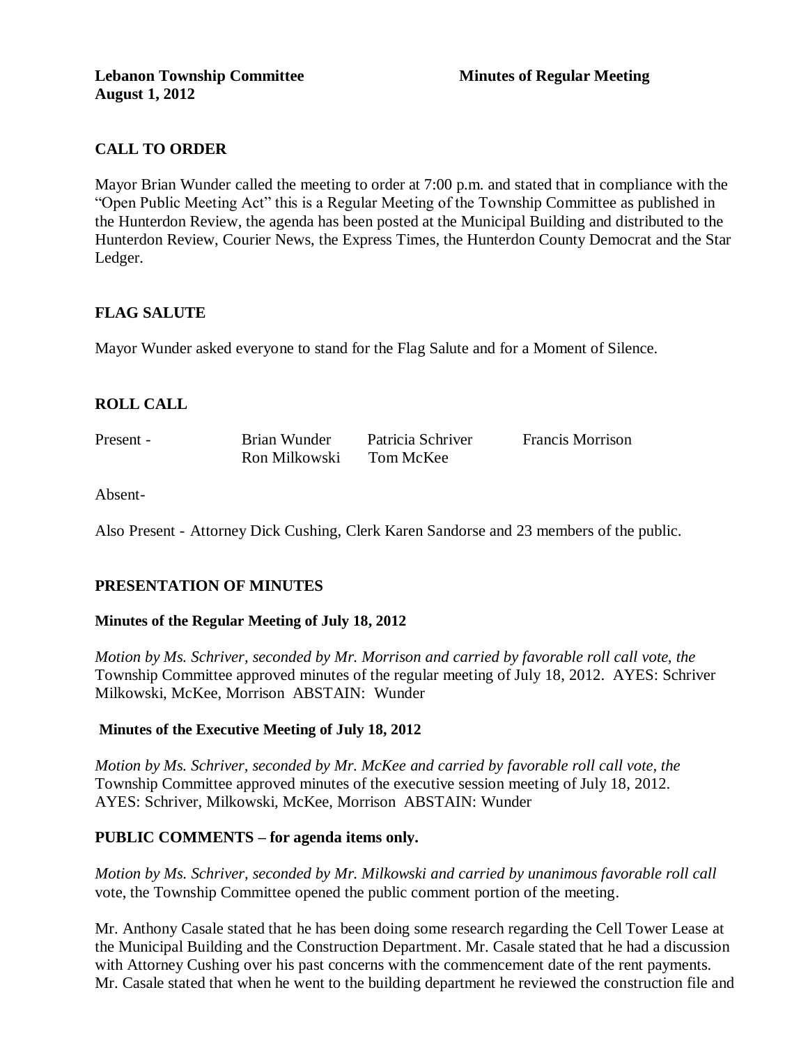**Lebanon Township Committee** **Minutes of Regular Meeting**
**August 1, 2012**

## CALL TO ORDER

Mayor Brian Wunder called the meeting to order at 7:00 p.m. and stated that in compliance with the "Open Public Meeting Act" this is a Regular Meeting of the Township Committee as published in the Hunterdon Review, the agenda has been posted at the Municipal Building and distributed to the Hunterdon Review, Courier News, the Express Times, the Hunterdon County Democrat and the Star Ledger.

## FLAG SALUTE

Mayor Wunder asked everyone to stand for the Flag Salute and for a Moment of Silence.

## ROLL CALL

| | | | |
|---|---|---|---|
| Present - | Brian Wunder | Patricia Schriver | Francis Morrison |
| | Ron Milkowski | Tom McKee | |

Absent-

Also Present - Attorney Dick Cushing, Clerk Karen Sandorse and 23 members of the public.

## PRESENTATION OF MINUTES

### Minutes of the Regular Meeting of July 18, 2012

*Motion by Ms. Schriver, seconded by Mr. Morrison and carried by favorable roll call vote, the* Township Committee approved minutes of the regular meeting of July 18, 2012. AYES: Schriver Milkowski, McKee, Morrison ABSTAIN: Wunder

### Minutes of the Executive Meeting of July 18, 2012

*Motion by Ms. Schriver, seconded by Mr. McKee and carried by favorable roll call vote, the* Township Committee approved minutes of the executive session meeting of July 18, 2012. AYES: Schriver, Milkowski, McKee, Morrison ABSTAIN: Wunder

## PUBLIC COMMENTS – for agenda items only.

*Motion by Ms. Schriver, seconded by Mr. Milkowski and carried by unanimous favorable roll call* vote, the Township Committee opened the public comment portion of the meeting.

Mr. Anthony Casale stated that he has been doing some research regarding the Cell Tower Lease at the Municipal Building and the Construction Department. Mr. Casale stated that he had a discussion with Attorney Cushing over his past concerns with the commencement date of the rent payments. Mr. Casale stated that when he went to the building department he reviewed the construction file and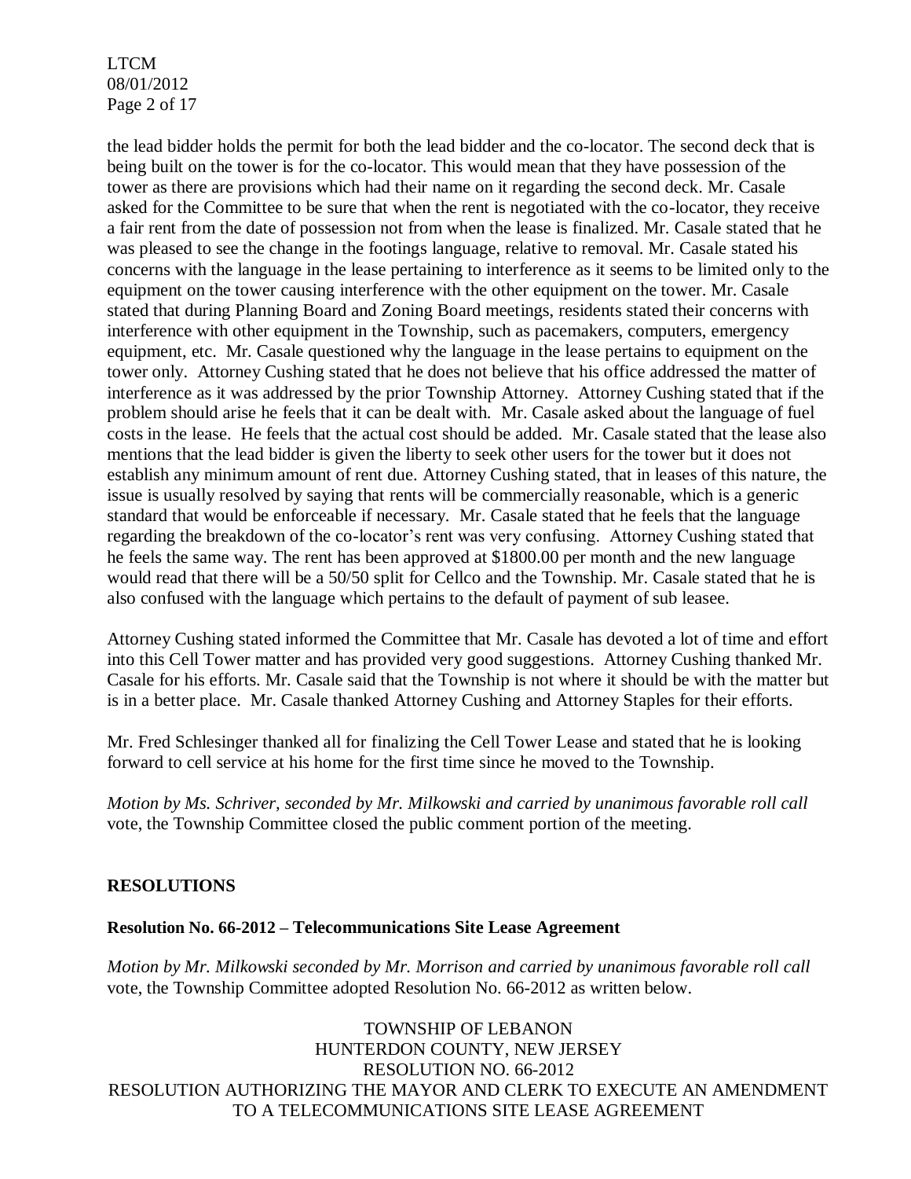the lead bidder holds the permit for both the lead bidder and the co-locator. The second deck that is being built on the tower is for the co-locator. This would mean that they have possession of the tower as there are provisions which had their name on it regarding the second deck. Mr. Casale asked for the Committee to be sure that when the rent is negotiated with the co-locator, they receive a fair rent from the date of possession not from when the lease is finalized. Mr. Casale stated that he was pleased to see the change in the footings language, relative to removal. Mr. Casale stated his concerns with the language in the lease pertaining to interference as it seems to be limited only to the equipment on the tower causing interference with the other equipment on the tower. Mr. Casale stated that during Planning Board and Zoning Board meetings, residents stated their concerns with interference with other equipment in the Township, such as pacemakers, computers, emergency equipment, etc. Mr. Casale questioned why the language in the lease pertains to equipment on the tower only. Attorney Cushing stated that he does not believe that his office addressed the matter of interference as it was addressed by the prior Township Attorney. Attorney Cushing stated that if the problem should arise he feels that it can be dealt with. Mr. Casale asked about the language of fuel costs in the lease. He feels that the actual cost should be added. Mr. Casale stated that the lease also mentions that the lead bidder is given the liberty to seek other users for the tower but it does not establish any minimum amount of rent due. Attorney Cushing stated, that in leases of this nature, the issue is usually resolved by saying that rents will be commercially reasonable, which is a generic standard that would be enforceable if necessary. Mr. Casale stated that he feels that the language regarding the breakdown of the co-locator's rent was very confusing. Attorney Cushing stated that he feels the same way. The rent has been approved at $1800.00 per month and the new language would read that there will be a 50/50 split for Cellco and the Township. Mr. Casale stated that he is also confused with the language which pertains to the default of payment of sub leasee.

Attorney Cushing stated informed the Committee that Mr. Casale has devoted a lot of time and effort into this Cell Tower matter and has provided very good suggestions. Attorney Cushing thanked Mr. Casale for his efforts. Mr. Casale said that the Township is not where it should be with the matter but is in a better place. Mr. Casale thanked Attorney Cushing and Attorney Staples for their efforts.

Mr. Fred Schlesinger thanked all for finalizing the Cell Tower Lease and stated that he is looking forward to cell service at his home for the first time since he moved to the Township.

*Motion by Ms. Schriver, seconded by Mr. Milkowski and carried by unanimous favorable roll call* vote, the Township Committee closed the public comment portion of the meeting.

## RESOLUTIONS

### Resolution No. 66-2012 – Telecommunications Site Lease Agreement

*Motion by Mr. Milkowski seconded by Mr. Morrison and carried by unanimous favorable roll call* vote, the Township Committee adopted Resolution No. 66-2012 as written below.

TOWNSHIP OF LEBANON
HUNTERDON COUNTY, NEW JERSEY
RESOLUTION NO. 66-2012
RESOLUTION AUTHORIZING THE MAYOR AND CLERK TO EXECUTE AN AMENDMENT TO A TELECOMMUNICATIONS SITE LEASE AGREEMENT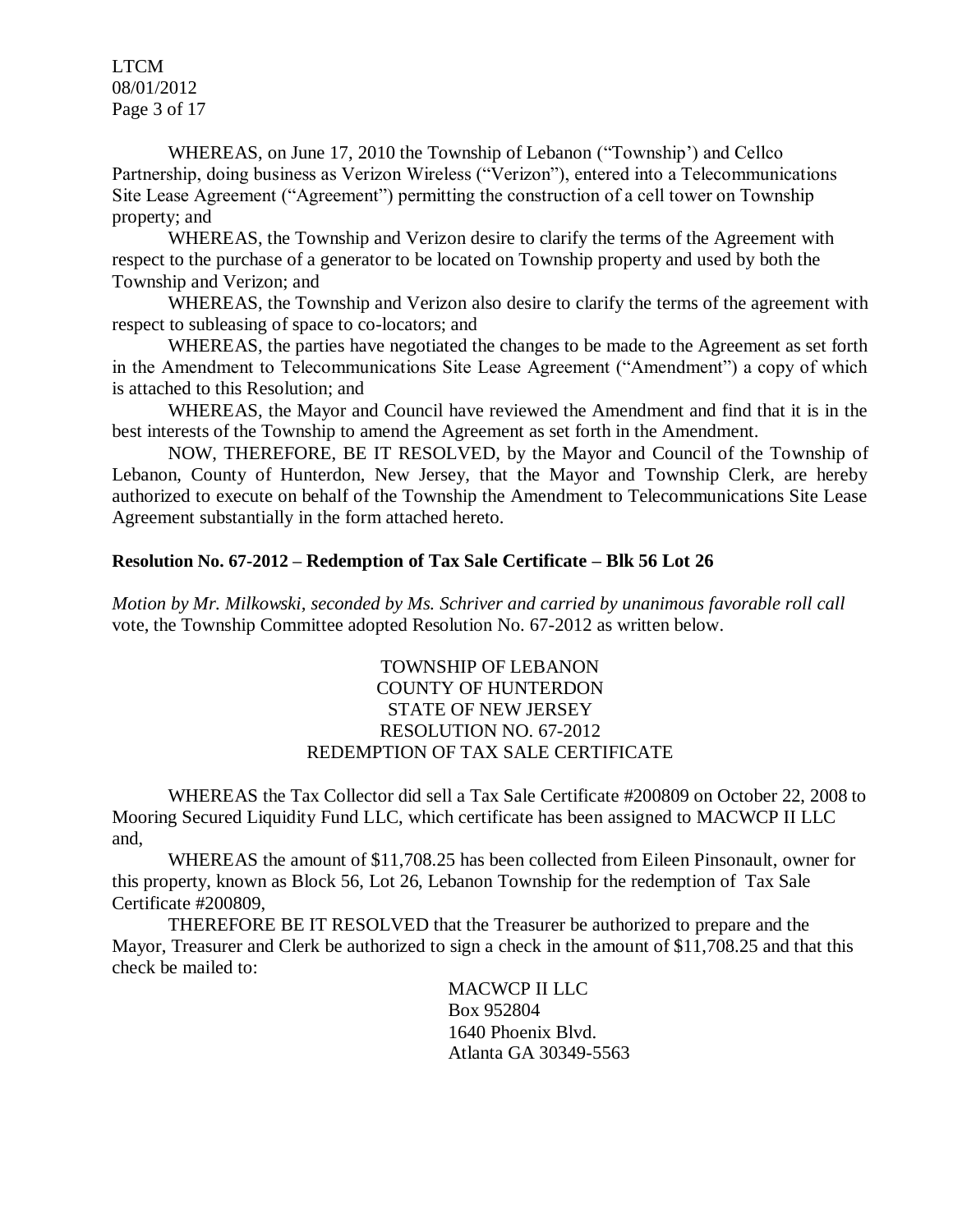WHEREAS, on June 17, 2010 the Township of Lebanon ("Township') and Cellco Partnership, doing business as Verizon Wireless ("Verizon"), entered into a Telecommunications Site Lease Agreement ("Agreement") permitting the construction of a cell tower on Township property; and

WHEREAS, the Township and Verizon desire to clarify the terms of the Agreement with respect to the purchase of a generator to be located on Township property and used by both the Township and Verizon; and

WHEREAS, the Township and Verizon also desire to clarify the terms of the agreement with respect to subleasing of space to co-locators; and

WHEREAS, the parties have negotiated the changes to be made to the Agreement as set forth in the Amendment to Telecommunications Site Lease Agreement ("Amendment") a copy of which is attached to this Resolution; and

WHEREAS, the Mayor and Council have reviewed the Amendment and find that it is in the best interests of the Township to amend the Agreement as set forth in the Amendment.

NOW, THEREFORE, BE IT RESOLVED, by the Mayor and Council of the Township of Lebanon, County of Hunterdon, New Jersey, that the Mayor and Township Clerk, are hereby authorized to execute on behalf of the Township the Amendment to Telecommunications Site Lease Agreement substantially in the form attached hereto.

**Resolution No. 67-2012 – Redemption of Tax Sale Certificate – Blk 56 Lot 26**

*Motion by Mr. Milkowski, seconded by Ms. Schriver and carried by unanimous favorable roll call* vote, the Township Committee adopted Resolution No. 67-2012 as written below.

TOWNSHIP OF LEBANON
COUNTY OF HUNTERDON
STATE OF NEW JERSEY
RESOLUTION NO. 67-2012
REDEMPTION OF TAX SALE CERTIFICATE

WHEREAS the Tax Collector did sell a Tax Sale Certificate #200809 on October 22, 2008 to Mooring Secured Liquidity Fund LLC, which certificate has been assigned to MACWCP II LLC and,

WHEREAS the amount of $11,708.25 has been collected from Eileen Pinsonault, owner for this property, known as Block 56, Lot 26, Lebanon Township for the redemption of Tax Sale Certificate #200809,

THEREFORE BE IT RESOLVED that the Treasurer be authorized to prepare and the Mayor, Treasurer and Clerk be authorized to sign a check in the amount of $11,708.25 and that this check be mailed to:

MACWCP II LLC
Box 952804
1640 Phoenix Blvd.
Atlanta GA 30349-5563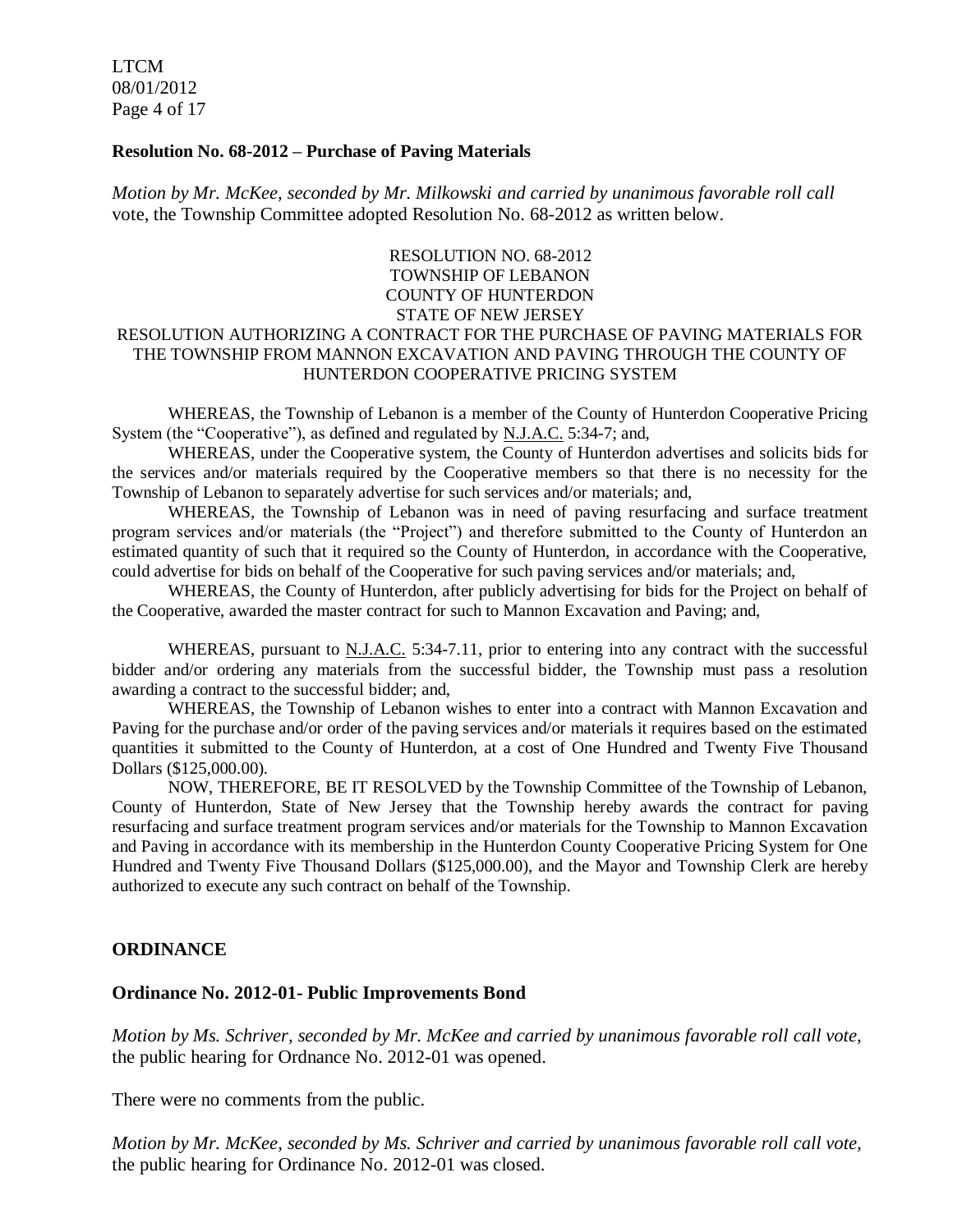**Resolution No. 68-2012 – Purchase of Paving Materials**

*Motion by Mr. McKee, seconded by Mr. Milkowski and carried by unanimous favorable roll call* vote, the Township Committee adopted Resolution No. 68-2012 as written below.

RESOLUTION NO. 68-2012
TOWNSHIP OF LEBANON
COUNTY OF HUNTERDON
STATE OF NEW JERSEY

RESOLUTION AUTHORIZING A CONTRACT FOR THE PURCHASE OF PAVING MATERIALS FOR THE TOWNSHIP FROM MANNON EXCAVATION AND PAVING THROUGH THE COUNTY OF HUNTERDON COOPERATIVE PRICING SYSTEM

WHEREAS, the Township of Lebanon is a member of the County of Hunterdon Cooperative Pricing System (the "Cooperative"), as defined and regulated by N.J.A.C. 5:34-7; and,

WHEREAS, under the Cooperative system, the County of Hunterdon advertises and solicits bids for the services and/or materials required by the Cooperative members so that there is no necessity for the Township of Lebanon to separately advertise for such services and/or materials; and,

WHEREAS, the Township of Lebanon was in need of paving resurfacing and surface treatment program services and/or materials (the "Project") and therefore submitted to the County of Hunterdon an estimated quantity of such that it required so the County of Hunterdon, in accordance with the Cooperative, could advertise for bids on behalf of the Cooperative for such paving services and/or materials; and,

WHEREAS, the County of Hunterdon, after publicly advertising for bids for the Project on behalf of the Cooperative, awarded the master contract for such to Mannon Excavation and Paving; and,

WHEREAS, pursuant to N.J.A.C. 5:34-7.11, prior to entering into any contract with the successful bidder and/or ordering any materials from the successful bidder, the Township must pass a resolution awarding a contract to the successful bidder; and,

WHEREAS, the Township of Lebanon wishes to enter into a contract with Mannon Excavation and Paving for the purchase and/or order of the paving services and/or materials it requires based on the estimated quantities it submitted to the County of Hunterdon, at a cost of One Hundred and Twenty Five Thousand Dollars ($125,000.00).

NOW, THEREFORE, BE IT RESOLVED by the Township Committee of the Township of Lebanon, County of Hunterdon, State of New Jersey that the Township hereby awards the contract for paving resurfacing and surface treatment program services and/or materials for the Township to Mannon Excavation and Paving in accordance with its membership in the Hunterdon County Cooperative Pricing System for One Hundred and Twenty Five Thousand Dollars ($125,000.00), and the Mayor and Township Clerk are hereby authorized to execute any such contract on behalf of the Township.

## ORDINANCE

**Ordinance No. 2012-01- Public Improvements Bond**

*Motion by Ms. Schriver, seconded by Mr. McKee and carried by unanimous favorable roll call vote,* the public hearing for Ordnance No. 2012-01 was opened.

There were no comments from the public.

*Motion by Mr. McKee, seconded by Ms. Schriver and carried by unanimous favorable roll call vote,* the public hearing for Ordinance No. 2012-01 was closed.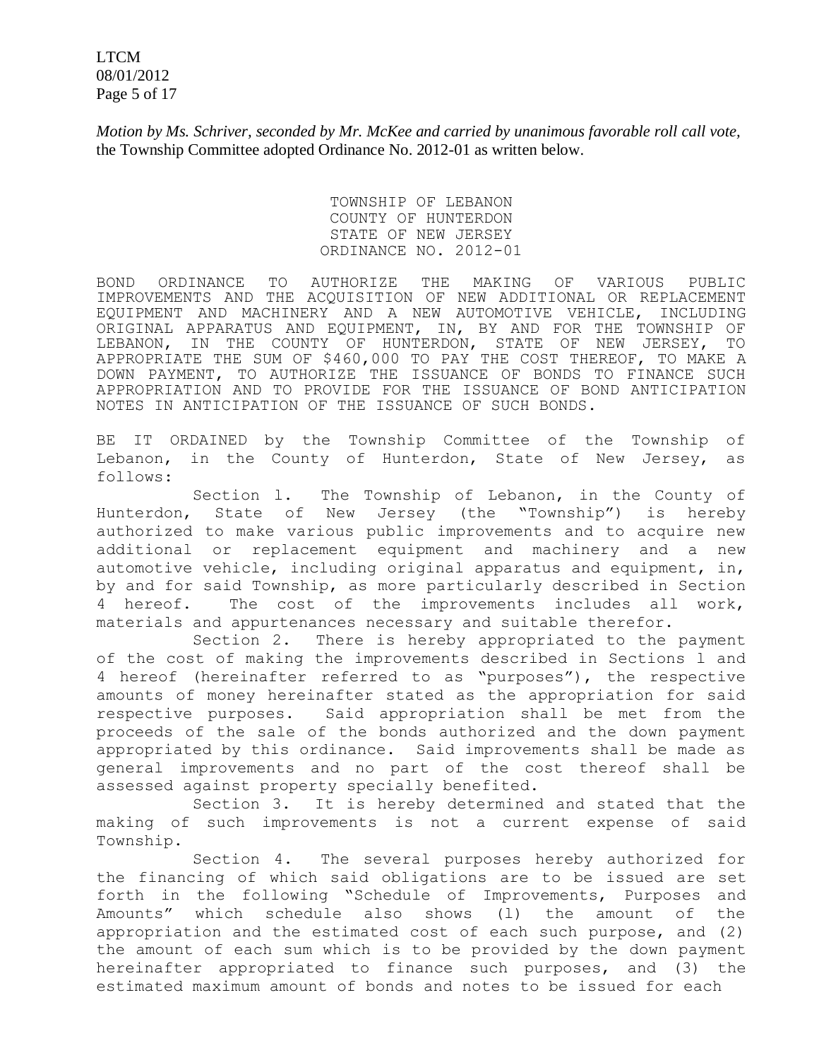*Motion by Ms. Schriver, seconded by Mr. McKee and carried by unanimous favorable roll call vote,* the Township Committee adopted Ordinance No. 2012-01 as written below.

TOWNSHIP OF LEBANON
COUNTY OF HUNTERDON
STATE OF NEW JERSEY
ORDINANCE NO. 2012-01

BOND ORDINANCE TO AUTHORIZE THE MAKING OF VARIOUS PUBLIC IMPROVEMENTS AND THE ACQUISITION OF NEW ADDITIONAL OR REPLACEMENT EQUIPMENT AND MACHINERY AND A NEW AUTOMOTIVE VEHICLE, INCLUDING ORIGINAL APPARATUS AND EQUIPMENT, IN, BY AND FOR THE TOWNSHIP OF LEBANON, IN THE COUNTY OF HUNTERDON, STATE OF NEW JERSEY, TO APPROPRIATE THE SUM OF $460,000 TO PAY THE COST THEREOF, TO MAKE A DOWN PAYMENT, TO AUTHORIZE THE ISSUANCE OF BONDS TO FINANCE SUCH APPROPRIATION AND TO PROVIDE FOR THE ISSUANCE OF BOND ANTICIPATION NOTES IN ANTICIPATION OF THE ISSUANCE OF SUCH BONDS.

BE IT ORDAINED by the Township Committee of the Township of Lebanon, in the County of Hunterdon, State of New Jersey, as follows:

Section 1. The Township of Lebanon, in the County of Hunterdon, State of New Jersey (the "Township") is hereby authorized to make various public improvements and to acquire new additional or replacement equipment and machinery and a new automotive vehicle, including original apparatus and equipment, in, by and for said Township, as more particularly described in Section 4 hereof. The cost of the improvements includes all work, materials and appurtenances necessary and suitable therefor.

Section 2. There is hereby appropriated to the payment of the cost of making the improvements described in Sections 1 and 4 hereof (hereinafter referred to as "purposes"), the respective amounts of money hereinafter stated as the appropriation for said respective purposes. Said appropriation shall be met from the proceeds of the sale of the bonds authorized and the down payment appropriated by this ordinance. Said improvements shall be made as general improvements and no part of the cost thereof shall be assessed against property specially benefited.

Section 3. It is hereby determined and stated that the making of such improvements is not a current expense of said Township.

Section 4. The several purposes hereby authorized for the financing of which said obligations are to be issued are set forth in the following "Schedule of Improvements, Purposes and Amounts" which schedule also shows (1) the amount of the appropriation and the estimated cost of each such purpose, and (2) the amount of each sum which is to be provided by the down payment hereinafter appropriated to finance such purposes, and (3) the estimated maximum amount of bonds and notes to be issued for each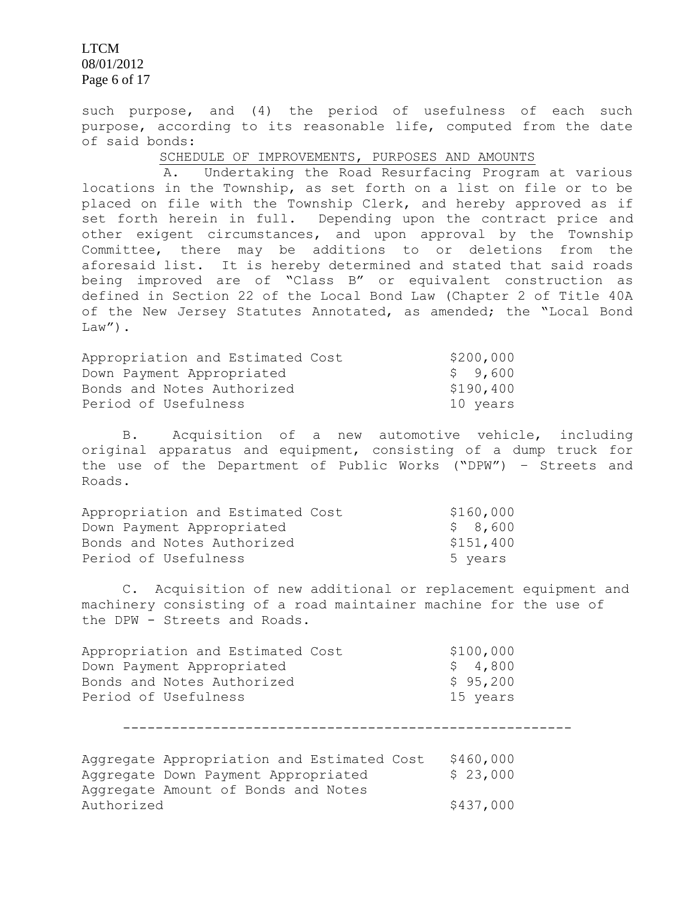such purpose, and (4) the period of usefulness of each such purpose, according to its reasonable life, computed from the date of said bonds:

SCHEDULE OF IMPROVEMENTS, PURPOSES AND AMOUNTS

A. Undertaking the Road Resurfacing Program at various locations in the Township, as set forth on a list on file or to be placed on file with the Township Clerk, and hereby approved as if set forth herein in full. Depending upon the contract price and other exigent circumstances, and upon approval by the Township Committee, there may be additions to or deletions from the aforesaid list. It is hereby determined and stated that said roads being improved are of "Class B" or equivalent construction as defined in Section 22 of the Local Bond Law (Chapter 2 of Title 40A of the New Jersey Statutes Annotated, as amended; the "Local Bond Law").

| | |
|---|---|
| Appropriation and Estimated Cost | \$200,000 |
| Down Payment Appropriated | \$ 9,600 |
| Bonds and Notes Authorized | \$190,400 |
| Period of Usefulness | 10 years |

B. Acquisition of a new automotive vehicle, including original apparatus and equipment, consisting of a dump truck for the use of the Department of Public Works ("DPW") – Streets and Roads.

| | |
|---|---|
| Appropriation and Estimated Cost | \$160,000 |
| Down Payment Appropriated | \$ 8,600 |
| Bonds and Notes Authorized | \$151,400 |
| Period of Usefulness | 5 years |

C. Acquisition of new additional or replacement equipment and machinery consisting of a road maintainer machine for the use of the DPW - Streets and Roads.

| | |
|---|---|
| Appropriation and Estimated Cost | \$100,000 |
| Down Payment Appropriated | \$ 4,800 |
| Bonds and Notes Authorized | \$ 95,200 |
| Period of Usefulness | 15 years |

---

| | |
|---|---|
| Aggregate Appropriation and Estimated Cost | \$460,000 |
| Aggregate Down Payment Appropriated | \$ 23,000 |
| Aggregate Amount of Bonds and Notes Authorized | \$437,000 |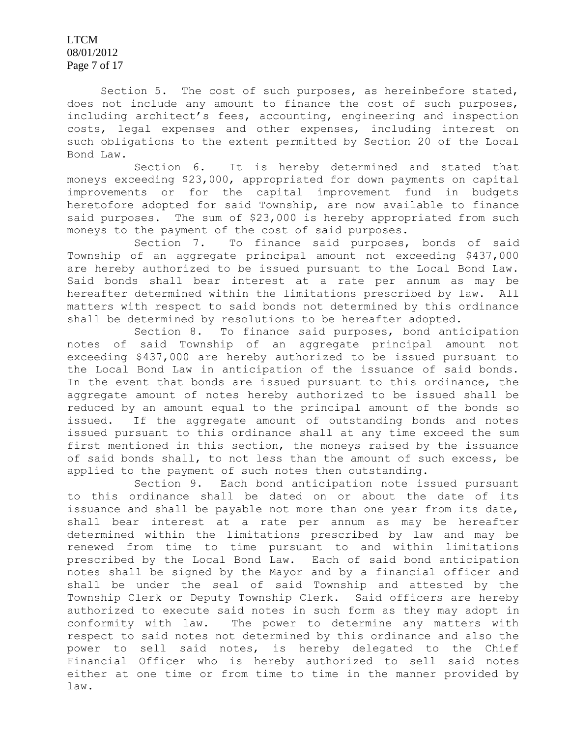Section 5. The cost of such purposes, as hereinbefore stated, does not include any amount to finance the cost of such purposes, including architect's fees, accounting, engineering and inspection costs, legal expenses and other expenses, including interest on such obligations to the extent permitted by Section 20 of the Local Bond Law.

Section 6. It is hereby determined and stated that moneys exceeding $23,000, appropriated for down payments on capital improvements or for the capital improvement fund in budgets heretofore adopted for said Township, are now available to finance said purposes. The sum of $23,000 is hereby appropriated from such moneys to the payment of the cost of said purposes.

Section 7. To finance said purposes, bonds of said Township of an aggregate principal amount not exceeding $437,000 are hereby authorized to be issued pursuant to the Local Bond Law. Said bonds shall bear interest at a rate per annum as may be hereafter determined within the limitations prescribed by law. All matters with respect to said bonds not determined by this ordinance shall be determined by resolutions to be hereafter adopted.

Section 8. To finance said purposes, bond anticipation notes of said Township of an aggregate principal amount not exceeding $437,000 are hereby authorized to be issued pursuant to the Local Bond Law in anticipation of the issuance of said bonds. In the event that bonds are issued pursuant to this ordinance, the aggregate amount of notes hereby authorized to be issued shall be reduced by an amount equal to the principal amount of the bonds so issued. If the aggregate amount of outstanding bonds and notes issued pursuant to this ordinance shall at any time exceed the sum first mentioned in this section, the moneys raised by the issuance of said bonds shall, to not less than the amount of such excess, be applied to the payment of such notes then outstanding.

Section 9. Each bond anticipation note issued pursuant to this ordinance shall be dated on or about the date of its issuance and shall be payable not more than one year from its date, shall bear interest at a rate per annum as may be hereafter determined within the limitations prescribed by law and may be renewed from time to time pursuant to and within limitations prescribed by the Local Bond Law. Each of said bond anticipation notes shall be signed by the Mayor and by a financial officer and shall be under the seal of said Township and attested by the Township Clerk or Deputy Township Clerk. Said officers are hereby authorized to execute said notes in such form as they may adopt in conformity with law. The power to determine any matters with respect to said notes not determined by this ordinance and also the power to sell said notes, is hereby delegated to the Chief Financial Officer who is hereby authorized to sell said notes either at one time or from time to time in the manner provided by law.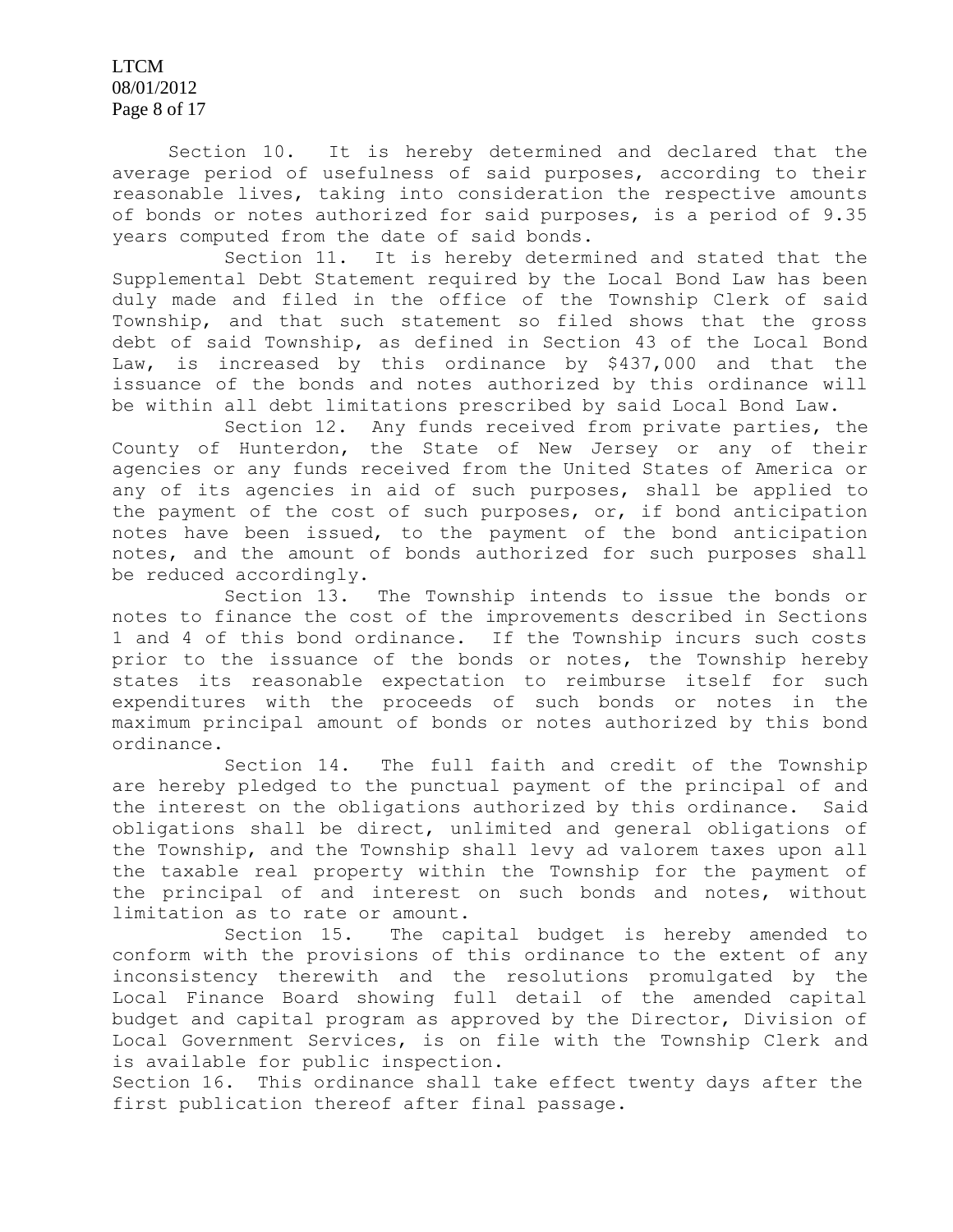Section 10. It is hereby determined and declared that the average period of usefulness of said purposes, according to their reasonable lives, taking into consideration the respective amounts of bonds or notes authorized for said purposes, is a period of 9.35 years computed from the date of said bonds.

Section 11. It is hereby determined and stated that the Supplemental Debt Statement required by the Local Bond Law has been duly made and filed in the office of the Township Clerk of said Township, and that such statement so filed shows that the gross debt of said Township, as defined in Section 43 of the Local Bond Law, is increased by this ordinance by $437,000 and that the issuance of the bonds and notes authorized by this ordinance will be within all debt limitations prescribed by said Local Bond Law.

Section 12. Any funds received from private parties, the County of Hunterdon, the State of New Jersey or any of their agencies or any funds received from the United States of America or any of its agencies in aid of such purposes, shall be applied to the payment of the cost of such purposes, or, if bond anticipation notes have been issued, to the payment of the bond anticipation notes, and the amount of bonds authorized for such purposes shall be reduced accordingly.

Section 13. The Township intends to issue the bonds or notes to finance the cost of the improvements described in Sections 1 and 4 of this bond ordinance. If the Township incurs such costs prior to the issuance of the bonds or notes, the Township hereby states its reasonable expectation to reimburse itself for such expenditures with the proceeds of such bonds or notes in the maximum principal amount of bonds or notes authorized by this bond ordinance.

Section 14. The full faith and credit of the Township are hereby pledged to the punctual payment of the principal of and the interest on the obligations authorized by this ordinance. Said obligations shall be direct, unlimited and general obligations of the Township, and the Township shall levy ad valorem taxes upon all the taxable real property within the Township for the payment of the principal of and interest on such bonds and notes, without limitation as to rate or amount.

Section 15. The capital budget is hereby amended to conform with the provisions of this ordinance to the extent of any inconsistency therewith and the resolutions promulgated by the Local Finance Board showing full detail of the amended capital budget and capital program as approved by the Director, Division of Local Government Services, is on file with the Township Clerk and is available for public inspection.

Section 16. This ordinance shall take effect twenty days after the first publication thereof after final passage.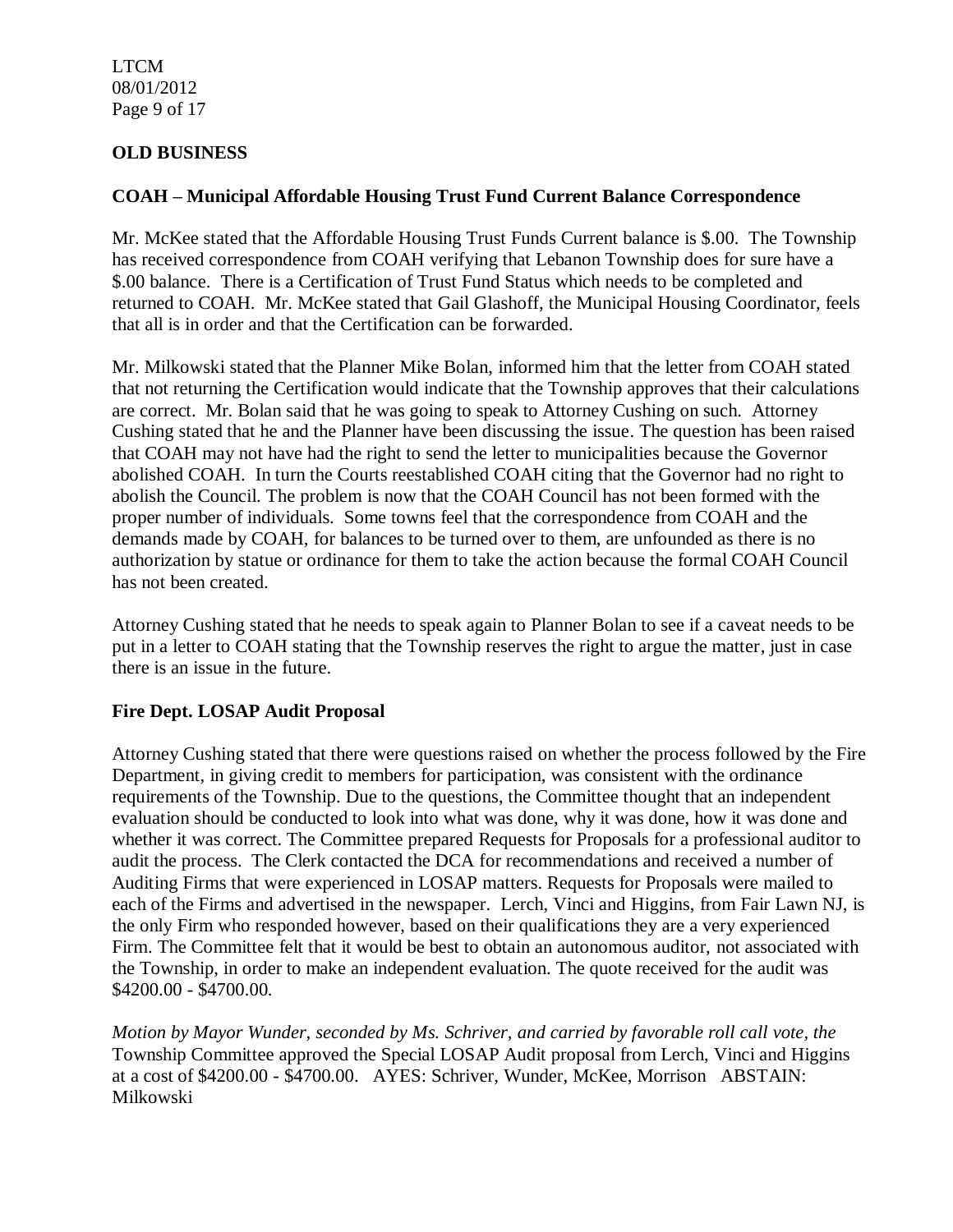## OLD BUSINESS

### COAH – Municipal Affordable Housing Trust Fund Current Balance Correspondence

Mr. McKee stated that the Affordable Housing Trust Funds Current balance is $.00. The Township has received correspondence from COAH verifying that Lebanon Township does for sure have a $.00 balance. There is a Certification of Trust Fund Status which needs to be completed and returned to COAH. Mr. McKee stated that Gail Glashoff, the Municipal Housing Coordinator, feels that all is in order and that the Certification can be forwarded.

Mr. Milkowski stated that the Planner Mike Bolan, informed him that the letter from COAH stated that not returning the Certification would indicate that the Township approves that their calculations are correct. Mr. Bolan said that he was going to speak to Attorney Cushing on such. Attorney Cushing stated that he and the Planner have been discussing the issue. The question has been raised that COAH may not have had the right to send the letter to municipalities because the Governor abolished COAH. In turn the Courts reestablished COAH citing that the Governor had no right to abolish the Council. The problem is now that the COAH Council has not been formed with the proper number of individuals. Some towns feel that the correspondence from COAH and the demands made by COAH, for balances to be turned over to them, are unfounded as there is no authorization by statue or ordinance for them to take the action because the formal COAH Council has not been created.

Attorney Cushing stated that he needs to speak again to Planner Bolan to see if a caveat needs to be put in a letter to COAH stating that the Township reserves the right to argue the matter, just in case there is an issue in the future.

### Fire Dept. LOSAP Audit Proposal

Attorney Cushing stated that there were questions raised on whether the process followed by the Fire Department, in giving credit to members for participation, was consistent with the ordinance requirements of the Township. Due to the questions, the Committee thought that an independent evaluation should be conducted to look into what was done, why it was done, how it was done and whether it was correct. The Committee prepared Requests for Proposals for a professional auditor to audit the process. The Clerk contacted the DCA for recommendations and received a number of Auditing Firms that were experienced in LOSAP matters. Requests for Proposals were mailed to each of the Firms and advertised in the newspaper. Lerch, Vinci and Higgins, from Fair Lawn NJ, is the only Firm who responded however, based on their qualifications they are a very experienced Firm. The Committee felt that it would be best to obtain an autonomous auditor, not associated with the Township, in order to make an independent evaluation. The quote received for the audit was $4200.00 - $4700.00.

*Motion by Mayor Wunder, seconded by Ms. Schriver, and carried by favorable roll call vote, the* Township Committee approved the Special LOSAP Audit proposal from Lerch, Vinci and Higgins at a cost of $4200.00 - $4700.00. AYES: Schriver, Wunder, McKee, Morrison ABSTAIN: Milkowski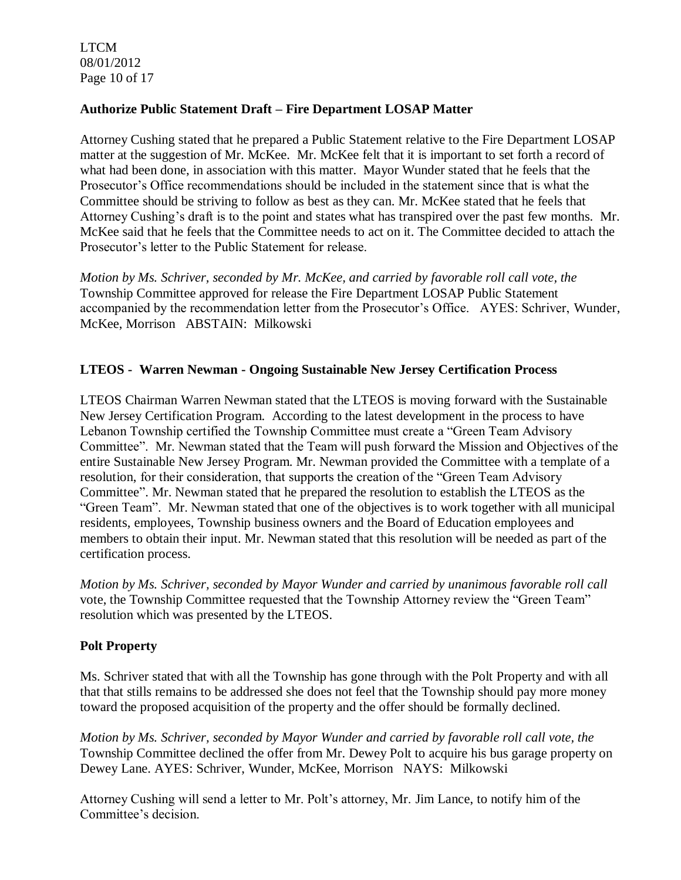**Authorize Public Statement Draft – Fire Department LOSAP Matter**

Attorney Cushing stated that he prepared a Public Statement relative to the Fire Department LOSAP matter at the suggestion of Mr. McKee. Mr. McKee felt that it is important to set forth a record of what had been done, in association with this matter. Mayor Wunder stated that he feels that the Prosecutor's Office recommendations should be included in the statement since that is what the Committee should be striving to follow as best as they can. Mr. McKee stated that he feels that Attorney Cushing's draft is to the point and states what has transpired over the past few months. Mr. McKee said that he feels that the Committee needs to act on it. The Committee decided to attach the Prosecutor's letter to the Public Statement for release.

*Motion by Ms. Schriver, seconded by Mr. McKee, and carried by favorable roll call vote, the* Township Committee approved for release the Fire Department LOSAP Public Statement accompanied by the recommendation letter from the Prosecutor's Office. AYES: Schriver, Wunder, McKee, Morrison ABSTAIN: Milkowski

**LTEOS - Warren Newman - Ongoing Sustainable New Jersey Certification Process**

LTEOS Chairman Warren Newman stated that the LTEOS is moving forward with the Sustainable New Jersey Certification Program. According to the latest development in the process to have Lebanon Township certified the Township Committee must create a "Green Team Advisory Committee". Mr. Newman stated that the Team will push forward the Mission and Objectives of the entire Sustainable New Jersey Program. Mr. Newman provided the Committee with a template of a resolution, for their consideration, that supports the creation of the "Green Team Advisory Committee". Mr. Newman stated that he prepared the resolution to establish the LTEOS as the "Green Team". Mr. Newman stated that one of the objectives is to work together with all municipal residents, employees, Township business owners and the Board of Education employees and members to obtain their input. Mr. Newman stated that this resolution will be needed as part of the certification process.

*Motion by Ms. Schriver, seconded by Mayor Wunder and carried by unanimous favorable roll call* vote, the Township Committee requested that the Township Attorney review the "Green Team" resolution which was presented by the LTEOS.

**Polt Property**

Ms. Schriver stated that with all the Township has gone through with the Polt Property and with all that that stills remains to be addressed she does not feel that the Township should pay more money toward the proposed acquisition of the property and the offer should be formally declined.

*Motion by Ms. Schriver, seconded by Mayor Wunder and carried by favorable roll call vote, the* Township Committee declined the offer from Mr. Dewey Polt to acquire his bus garage property on Dewey Lane. AYES: Schriver, Wunder, McKee, Morrison NAYS: Milkowski

Attorney Cushing will send a letter to Mr. Polt's attorney, Mr. Jim Lance, to notify him of the Committee's decision.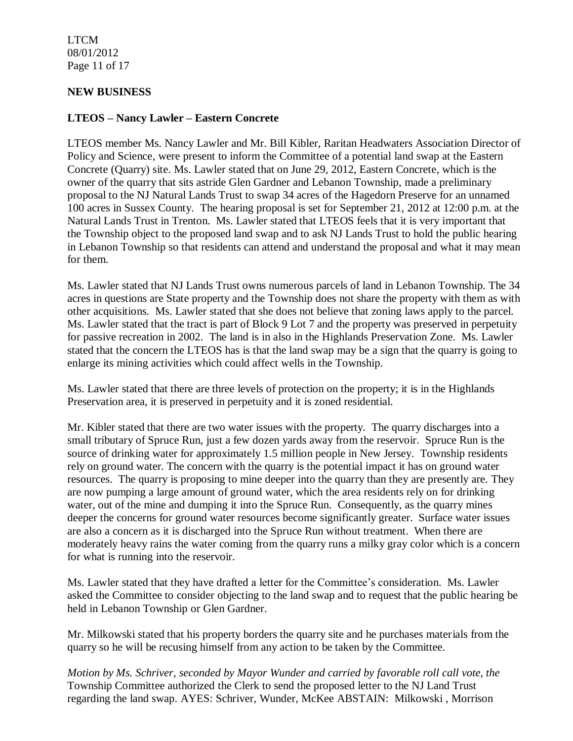## NEW BUSINESS

### LTEOS – Nancy Lawler – Eastern Concrete

LTEOS member Ms. Nancy Lawler and Mr. Bill Kibler, Raritan Headwaters Association Director of Policy and Science, were present to inform the Committee of a potential land swap at the Eastern Concrete (Quarry) site. Ms. Lawler stated that on June 29, 2012, Eastern Concrete, which is the owner of the quarry that sits astride Glen Gardner and Lebanon Township, made a preliminary proposal to the NJ Natural Lands Trust to swap 34 acres of the Hagedorn Preserve for an unnamed 100 acres in Sussex County. The hearing proposal is set for September 21, 2012 at 12:00 p.m. at the Natural Lands Trust in Trenton. Ms. Lawler stated that LTEOS feels that it is very important that the Township object to the proposed land swap and to ask NJ Lands Trust to hold the public hearing in Lebanon Township so that residents can attend and understand the proposal and what it may mean for them.

Ms. Lawler stated that NJ Lands Trust owns numerous parcels of land in Lebanon Township. The 34 acres in questions are State property and the Township does not share the property with them as with other acquisitions. Ms. Lawler stated that she does not believe that zoning laws apply to the parcel. Ms. Lawler stated that the tract is part of Block 9 Lot 7 and the property was preserved in perpetuity for passive recreation in 2002. The land is in also in the Highlands Preservation Zone. Ms. Lawler stated that the concern the LTEOS has is that the land swap may be a sign that the quarry is going to enlarge its mining activities which could affect wells in the Township.

Ms. Lawler stated that there are three levels of protection on the property; it is in the Highlands Preservation area, it is preserved in perpetuity and it is zoned residential.

Mr. Kibler stated that there are two water issues with the property. The quarry discharges into a small tributary of Spruce Run, just a few dozen yards away from the reservoir. Spruce Run is the source of drinking water for approximately 1.5 million people in New Jersey. Township residents rely on ground water. The concern with the quarry is the potential impact it has on ground water resources. The quarry is proposing to mine deeper into the quarry than they are presently are. They are now pumping a large amount of ground water, which the area residents rely on for drinking water, out of the mine and dumping it into the Spruce Run. Consequently, as the quarry mines deeper the concerns for ground water resources become significantly greater. Surface water issues are also a concern as it is discharged into the Spruce Run without treatment. When there are moderately heavy rains the water coming from the quarry runs a milky gray color which is a concern for what is running into the reservoir.

Ms. Lawler stated that they have drafted a letter for the Committee's consideration. Ms. Lawler asked the Committee to consider objecting to the land swap and to request that the public hearing be held in Lebanon Township or Glen Gardner.

Mr. Milkowski stated that his property borders the quarry site and he purchases materials from the quarry so he will be recusing himself from any action to be taken by the Committee.

*Motion by Ms. Schriver, seconded by Mayor Wunder and carried by favorable roll call vote, the* Township Committee authorized the Clerk to send the proposed letter to the NJ Land Trust regarding the land swap. AYES: Schriver, Wunder, McKee ABSTAIN: Milkowski , Morrison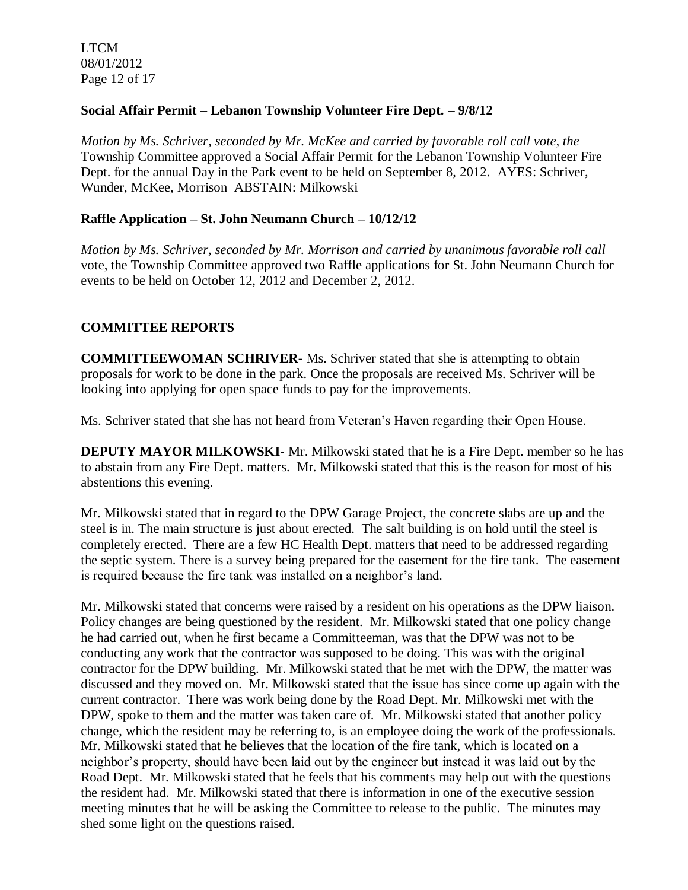**Social Affair Permit – Lebanon Township Volunteer Fire Dept. – 9/8/12**

*Motion by Ms. Schriver, seconded by Mr. McKee and carried by favorable roll call vote, the* Township Committee approved a Social Affair Permit for the Lebanon Township Volunteer Fire Dept. for the annual Day in the Park event to be held on September 8, 2012. AYES: Schriver, Wunder, McKee, Morrison ABSTAIN: Milkowski

**Raffle Application – St. John Neumann Church – 10/12/12**

*Motion by Ms. Schriver, seconded by Mr. Morrison and carried by unanimous favorable roll call* vote, the Township Committee approved two Raffle applications for St. John Neumann Church for events to be held on October 12, 2012 and December 2, 2012.

**COMMITTEE REPORTS**

**COMMITTEEWOMAN SCHRIVER-** Ms. Schriver stated that she is attempting to obtain proposals for work to be done in the park. Once the proposals are received Ms. Schriver will be looking into applying for open space funds to pay for the improvements.

Ms. Schriver stated that she has not heard from Veteran's Haven regarding their Open House.

**DEPUTY MAYOR MILKOWSKI-** Mr. Milkowski stated that he is a Fire Dept. member so he has to abstain from any Fire Dept. matters. Mr. Milkowski stated that this is the reason for most of his abstentions this evening.

Mr. Milkowski stated that in regard to the DPW Garage Project, the concrete slabs are up and the steel is in. The main structure is just about erected. The salt building is on hold until the steel is completely erected. There are a few HC Health Dept. matters that need to be addressed regarding the septic system. There is a survey being prepared for the easement for the fire tank. The easement is required because the fire tank was installed on a neighbor's land.

Mr. Milkowski stated that concerns were raised by a resident on his operations as the DPW liaison. Policy changes are being questioned by the resident. Mr. Milkowski stated that one policy change he had carried out, when he first became a Committeeman, was that the DPW was not to be conducting any work that the contractor was supposed to be doing. This was with the original contractor for the DPW building. Mr. Milkowski stated that he met with the DPW, the matter was discussed and they moved on. Mr. Milkowski stated that the issue has since come up again with the current contractor. There was work being done by the Road Dept. Mr. Milkowski met with the DPW, spoke to them and the matter was taken care of. Mr. Milkowski stated that another policy change, which the resident may be referring to, is an employee doing the work of the professionals. Mr. Milkowski stated that he believes that the location of the fire tank, which is located on a neighbor's property, should have been laid out by the engineer but instead it was laid out by the Road Dept. Mr. Milkowski stated that he feels that his comments may help out with the questions the resident had. Mr. Milkowski stated that there is information in one of the executive session meeting minutes that he will be asking the Committee to release to the public. The minutes may shed some light on the questions raised.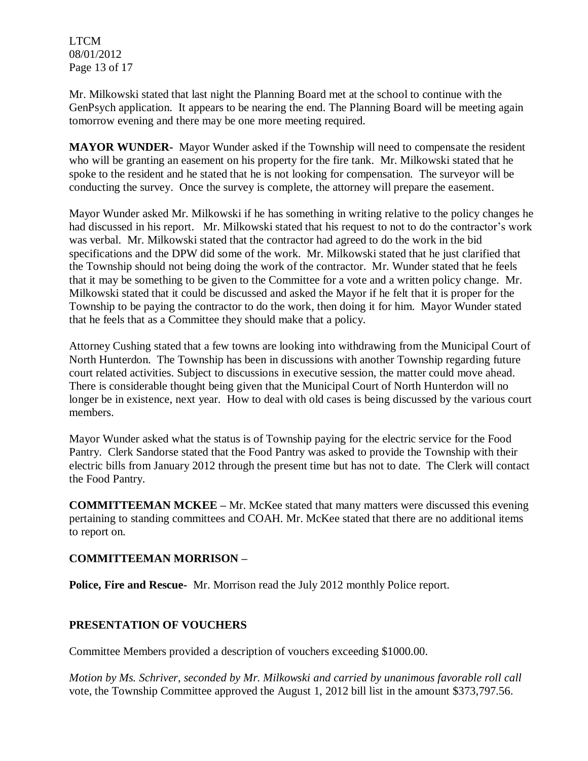Mr. Milkowski stated that last night the Planning Board met at the school to continue with the GenPsych application. It appears to be nearing the end. The Planning Board will be meeting again tomorrow evening and there may be one more meeting required.

**MAYOR WUNDER-** Mayor Wunder asked if the Township will need to compensate the resident who will be granting an easement on his property for the fire tank. Mr. Milkowski stated that he spoke to the resident and he stated that he is not looking for compensation. The surveyor will be conducting the survey. Once the survey is complete, the attorney will prepare the easement.

Mayor Wunder asked Mr. Milkowski if he has something in writing relative to the policy changes he had discussed in his report. Mr. Milkowski stated that his request to not to do the contractor's work was verbal. Mr. Milkowski stated that the contractor had agreed to do the work in the bid specifications and the DPW did some of the work. Mr. Milkowski stated that he just clarified that the Township should not being doing the work of the contractor. Mr. Wunder stated that he feels that it may be something to be given to the Committee for a vote and a written policy change. Mr. Milkowski stated that it could be discussed and asked the Mayor if he felt that it is proper for the Township to be paying the contractor to do the work, then doing it for him. Mayor Wunder stated that he feels that as a Committee they should make that a policy.

Attorney Cushing stated that a few towns are looking into withdrawing from the Municipal Court of North Hunterdon. The Township has been in discussions with another Township regarding future court related activities. Subject to discussions in executive session, the matter could move ahead. There is considerable thought being given that the Municipal Court of North Hunterdon will no longer be in existence, next year. How to deal with old cases is being discussed by the various court members.

Mayor Wunder asked what the status is of Township paying for the electric service for the Food Pantry. Clerk Sandorse stated that the Food Pantry was asked to provide the Township with their electric bills from January 2012 through the present time but has not to date. The Clerk will contact the Food Pantry.

**COMMITTEEMAN MCKEE –** Mr. McKee stated that many matters were discussed this evening pertaining to standing committees and COAH. Mr. McKee stated that there are no additional items to report on.

**COMMITTEEMAN MORRISON –**

**Police, Fire and Rescue-** Mr. Morrison read the July 2012 monthly Police report.

**PRESENTATION OF VOUCHERS**

Committee Members provided a description of vouchers exceeding $1000.00.

*Motion by Ms. Schriver, seconded by Mr. Milkowski and carried by unanimous favorable roll call* vote, the Township Committee approved the August 1, 2012 bill list in the amount $373,797.56.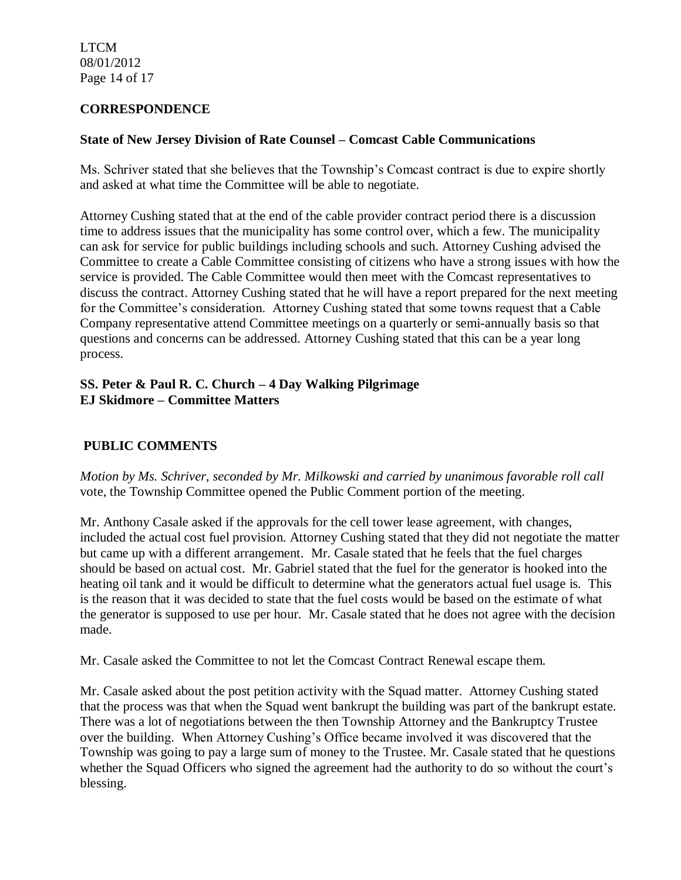## CORRESPONDENCE

**State of New Jersey Division of Rate Counsel – Comcast Cable Communications**

Ms. Schriver stated that she believes that the Township's Comcast contract is due to expire shortly and asked at what time the Committee will be able to negotiate.

Attorney Cushing stated that at the end of the cable provider contract period there is a discussion time to address issues that the municipality has some control over, which a few. The municipality can ask for service for public buildings including schools and such. Attorney Cushing advised the Committee to create a Cable Committee consisting of citizens who have a strong issues with how the service is provided. The Cable Committee would then meet with the Comcast representatives to discuss the contract. Attorney Cushing stated that he will have a report prepared for the next meeting for the Committee's consideration. Attorney Cushing stated that some towns request that a Cable Company representative attend Committee meetings on a quarterly or semi-annually basis so that questions and concerns can be addressed. Attorney Cushing stated that this can be a year long process.

**SS. Peter & Paul R. C. Church – 4 Day Walking Pilgrimage**
**EJ Skidmore – Committee Matters**

## PUBLIC COMMENTS

*Motion by Ms. Schriver, seconded by Mr. Milkowski and carried by unanimous favorable roll call* vote, the Township Committee opened the Public Comment portion of the meeting.

Mr. Anthony Casale asked if the approvals for the cell tower lease agreement, with changes, included the actual cost fuel provision. Attorney Cushing stated that they did not negotiate the matter but came up with a different arrangement. Mr. Casale stated that he feels that the fuel charges should be based on actual cost. Mr. Gabriel stated that the fuel for the generator is hooked into the heating oil tank and it would be difficult to determine what the generators actual fuel usage is. This is the reason that it was decided to state that the fuel costs would be based on the estimate of what the generator is supposed to use per hour. Mr. Casale stated that he does not agree with the decision made.

Mr. Casale asked the Committee to not let the Comcast Contract Renewal escape them.

Mr. Casale asked about the post petition activity with the Squad matter. Attorney Cushing stated that the process was that when the Squad went bankrupt the building was part of the bankrupt estate. There was a lot of negotiations between the then Township Attorney and the Bankruptcy Trustee over the building. When Attorney Cushing's Office became involved it was discovered that the Township was going to pay a large sum of money to the Trustee. Mr. Casale stated that he questions whether the Squad Officers who signed the agreement had the authority to do so without the court's blessing.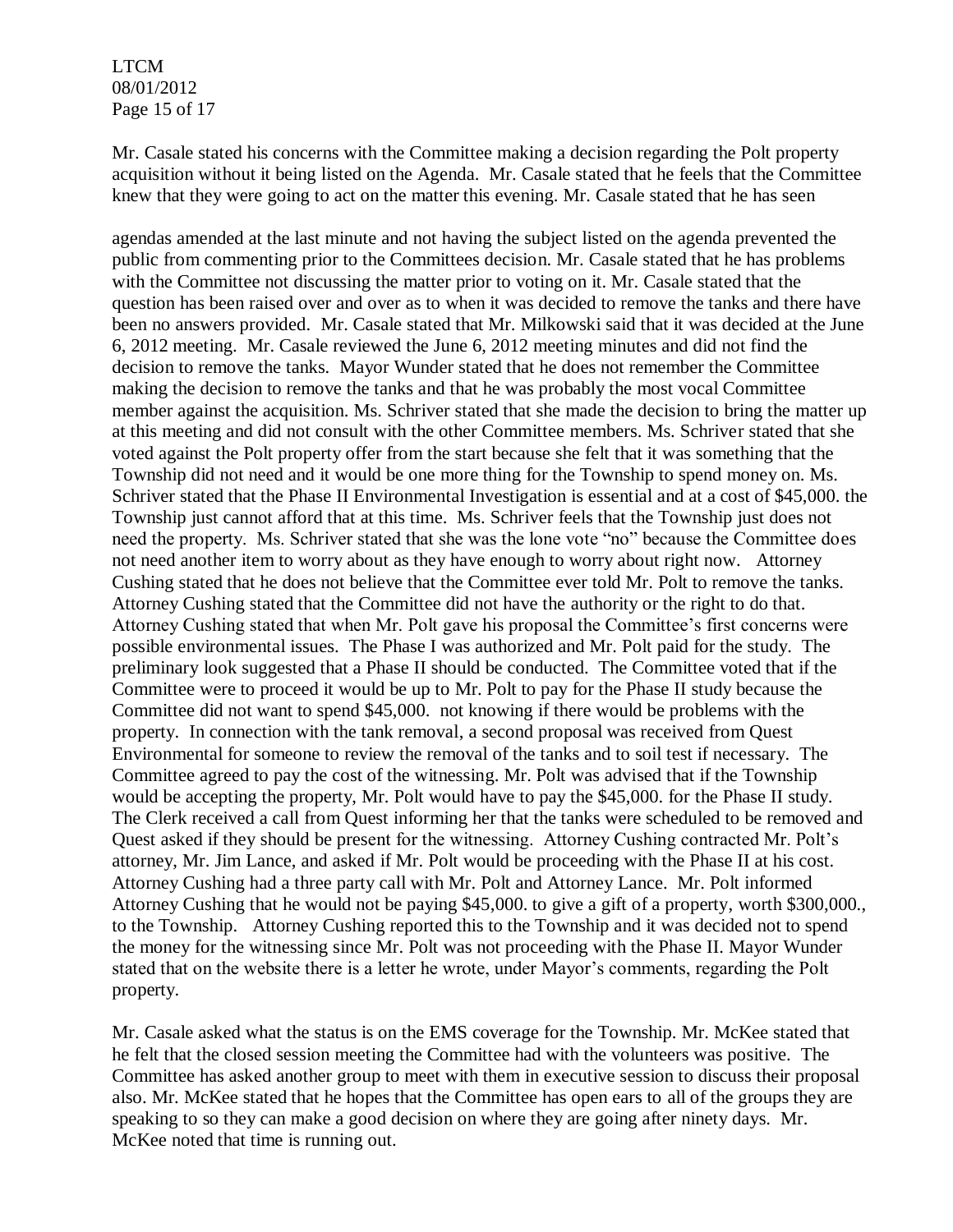Mr. Casale stated his concerns with the Committee making a decision regarding the Polt property acquisition without it being listed on the Agenda. Mr. Casale stated that he feels that the Committee knew that they were going to act on the matter this evening. Mr. Casale stated that he has seen

agendas amended at the last minute and not having the subject listed on the agenda prevented the public from commenting prior to the Committees decision. Mr. Casale stated that he has problems with the Committee not discussing the matter prior to voting on it. Mr. Casale stated that the question has been raised over and over as to when it was decided to remove the tanks and there have been no answers provided. Mr. Casale stated that Mr. Milkowski said that it was decided at the June 6, 2012 meeting. Mr. Casale reviewed the June 6, 2012 meeting minutes and did not find the decision to remove the tanks. Mayor Wunder stated that he does not remember the Committee making the decision to remove the tanks and that he was probably the most vocal Committee member against the acquisition. Ms. Schriver stated that she made the decision to bring the matter up at this meeting and did not consult with the other Committee members. Ms. Schriver stated that she voted against the Polt property offer from the start because she felt that it was something that the Township did not need and it would be one more thing for the Township to spend money on. Ms. Schriver stated that the Phase II Environmental Investigation is essential and at a cost of $45,000. the Township just cannot afford that at this time. Ms. Schriver feels that the Township just does not need the property. Ms. Schriver stated that she was the lone vote "no" because the Committee does not need another item to worry about as they have enough to worry about right now. Attorney Cushing stated that he does not believe that the Committee ever told Mr. Polt to remove the tanks. Attorney Cushing stated that the Committee did not have the authority or the right to do that. Attorney Cushing stated that when Mr. Polt gave his proposal the Committee's first concerns were possible environmental issues. The Phase I was authorized and Mr. Polt paid for the study. The preliminary look suggested that a Phase II should be conducted. The Committee voted that if the Committee were to proceed it would be up to Mr. Polt to pay for the Phase II study because the Committee did not want to spend $45,000. not knowing if there would be problems with the property. In connection with the tank removal, a second proposal was received from Quest Environmental for someone to review the removal of the tanks and to soil test if necessary. The Committee agreed to pay the cost of the witnessing. Mr. Polt was advised that if the Township would be accepting the property, Mr. Polt would have to pay the $45,000. for the Phase II study. The Clerk received a call from Quest informing her that the tanks were scheduled to be removed and Quest asked if they should be present for the witnessing. Attorney Cushing contracted Mr. Polt's attorney, Mr. Jim Lance, and asked if Mr. Polt would be proceeding with the Phase II at his cost. Attorney Cushing had a three party call with Mr. Polt and Attorney Lance. Mr. Polt informed Attorney Cushing that he would not be paying $45,000. to give a gift of a property, worth $300,000., to the Township. Attorney Cushing reported this to the Township and it was decided not to spend the money for the witnessing since Mr. Polt was not proceeding with the Phase II. Mayor Wunder stated that on the website there is a letter he wrote, under Mayor's comments, regarding the Polt property.

Mr. Casale asked what the status is on the EMS coverage for the Township. Mr. McKee stated that he felt that the closed session meeting the Committee had with the volunteers was positive. The Committee has asked another group to meet with them in executive session to discuss their proposal also. Mr. McKee stated that he hopes that the Committee has open ears to all of the groups they are speaking to so they can make a good decision on where they are going after ninety days. Mr. McKee noted that time is running out.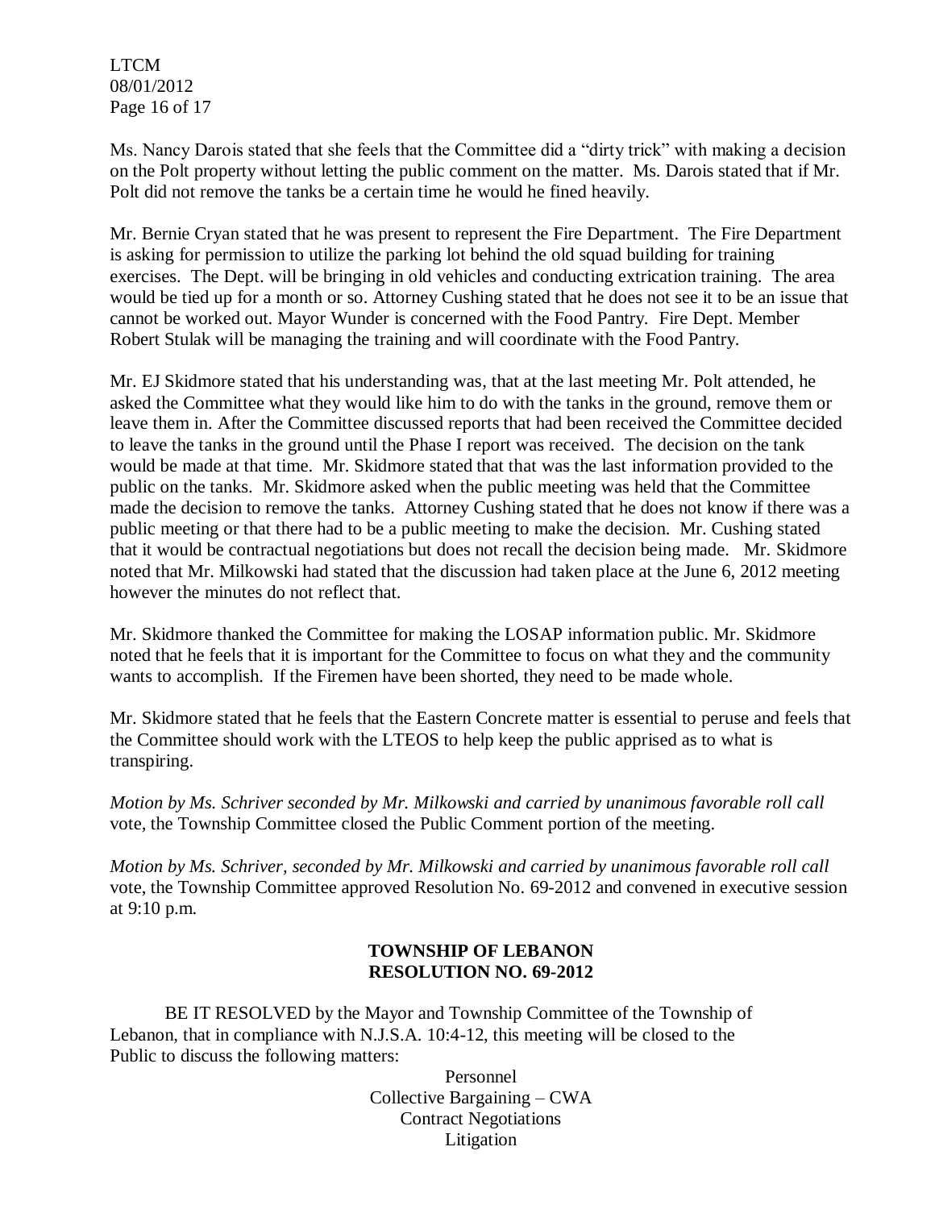Ms. Nancy Darois stated that she feels that the Committee did a "dirty trick" with making a decision on the Polt property without letting the public comment on the matter. Ms. Darois stated that if Mr. Polt did not remove the tanks be a certain time he would he fined heavily.

Mr. Bernie Cryan stated that he was present to represent the Fire Department. The Fire Department is asking for permission to utilize the parking lot behind the old squad building for training exercises. The Dept. will be bringing in old vehicles and conducting extrication training. The area would be tied up for a month or so. Attorney Cushing stated that he does not see it to be an issue that cannot be worked out. Mayor Wunder is concerned with the Food Pantry. Fire Dept. Member Robert Stulak will be managing the training and will coordinate with the Food Pantry.

Mr. EJ Skidmore stated that his understanding was, that at the last meeting Mr. Polt attended, he asked the Committee what they would like him to do with the tanks in the ground, remove them or leave them in. After the Committee discussed reports that had been received the Committee decided to leave the tanks in the ground until the Phase I report was received. The decision on the tank would be made at that time. Mr. Skidmore stated that that was the last information provided to the public on the tanks. Mr. Skidmore asked when the public meeting was held that the Committee made the decision to remove the tanks. Attorney Cushing stated that he does not know if there was a public meeting or that there had to be a public meeting to make the decision. Mr. Cushing stated that it would be contractual negotiations but does not recall the decision being made. Mr. Skidmore noted that Mr. Milkowski had stated that the discussion had taken place at the June 6, 2012 meeting however the minutes do not reflect that.

Mr. Skidmore thanked the Committee for making the LOSAP information public. Mr. Skidmore noted that he feels that it is important for the Committee to focus on what they and the community wants to accomplish. If the Firemen have been shorted, they need to be made whole.

Mr. Skidmore stated that he feels that the Eastern Concrete matter is essential to peruse and feels that the Committee should work with the LTEOS to help keep the public apprised as to what is transpiring.

*Motion by Ms. Schriver seconded by Mr. Milkowski and carried by unanimous favorable roll call* vote, the Township Committee closed the Public Comment portion of the meeting.

*Motion by Ms. Schriver, seconded by Mr. Milkowski and carried by unanimous favorable roll call* vote, the Township Committee approved Resolution No. 69-2012 and convened in executive session at 9:10 p.m.

**TOWNSHIP OF LEBANON**
**RESOLUTION NO. 69-2012**

BE IT RESOLVED by the Mayor and Township Committee of the Township of Lebanon, that in compliance with N.J.S.A. 10:4-12, this meeting will be closed to the Public to discuss the following matters:

Personnel
Collective Bargaining – CWA
Contract Negotiations
Litigation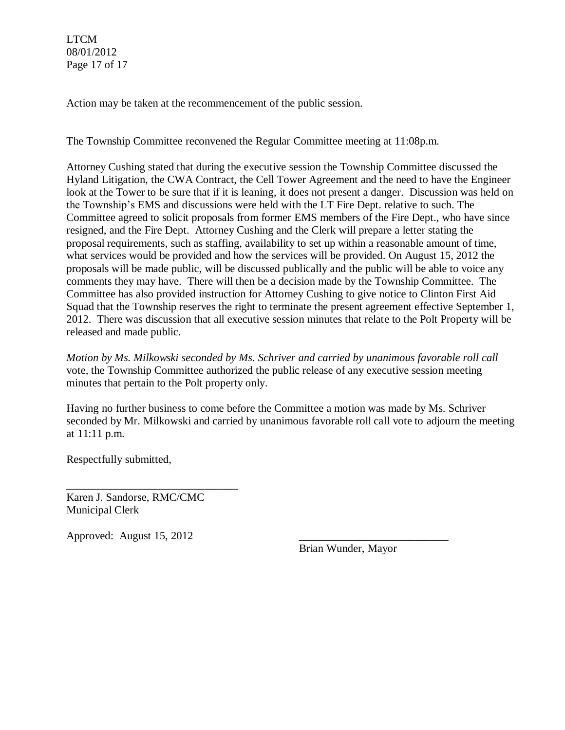Action may be taken at the recommencement of the public session.

The Township Committee reconvened the Regular Committee meeting at 11:08p.m.

Attorney Cushing stated that during the executive session the Township Committee discussed the Hyland Litigation, the CWA Contract, the Cell Tower Agreement and the need to have the Engineer look at the Tower to be sure that if it is leaning, it does not present a danger. Discussion was held on the Township's EMS and discussions were held with the LT Fire Dept. relative to such. The Committee agreed to solicit proposals from former EMS members of the Fire Dept., who have since resigned, and the Fire Dept. Attorney Cushing and the Clerk will prepare a letter stating the proposal requirements, such as staffing, availability to set up within a reasonable amount of time, what services would be provided and how the services will be provided. On August 15, 2012 the proposals will be made public, will be discussed publically and the public will be able to voice any comments they may have. There will then be a decision made by the Township Committee. The Committee has also provided instruction for Attorney Cushing to give notice to Clinton First Aid Squad that the Township reserves the right to terminate the present agreement effective September 1, 2012. There was discussion that all executive session minutes that relate to the Polt Property will be released and made public.

*Motion by Ms. Milkowski seconded by Ms. Schriver and carried by unanimous favorable roll call* vote, the Township Committee authorized the public release of any executive session meeting minutes that pertain to the Polt property only.

Having no further business to come before the Committee a motion was made by Ms. Schriver seconded by Mr. Milkowski and carried by unanimous favorable roll call vote to adjourn the meeting at 11:11 p.m.

Respectfully submitted,

\_\_\_\_\_\_\_\_\_\_\_\_\_\_\_\_\_\_\_\_\_\_\_\_\_\_\_\_\_\_

Karen J. Sandorse, RMC/CMC
Municipal Clerk

Approved: August 15, 2012

\_\_\_\_\_\_\_\_\_\_\_\_\_\_\_\_\_\_\_\_\_\_\_\_\_\_\_

Brian Wunder, Mayor